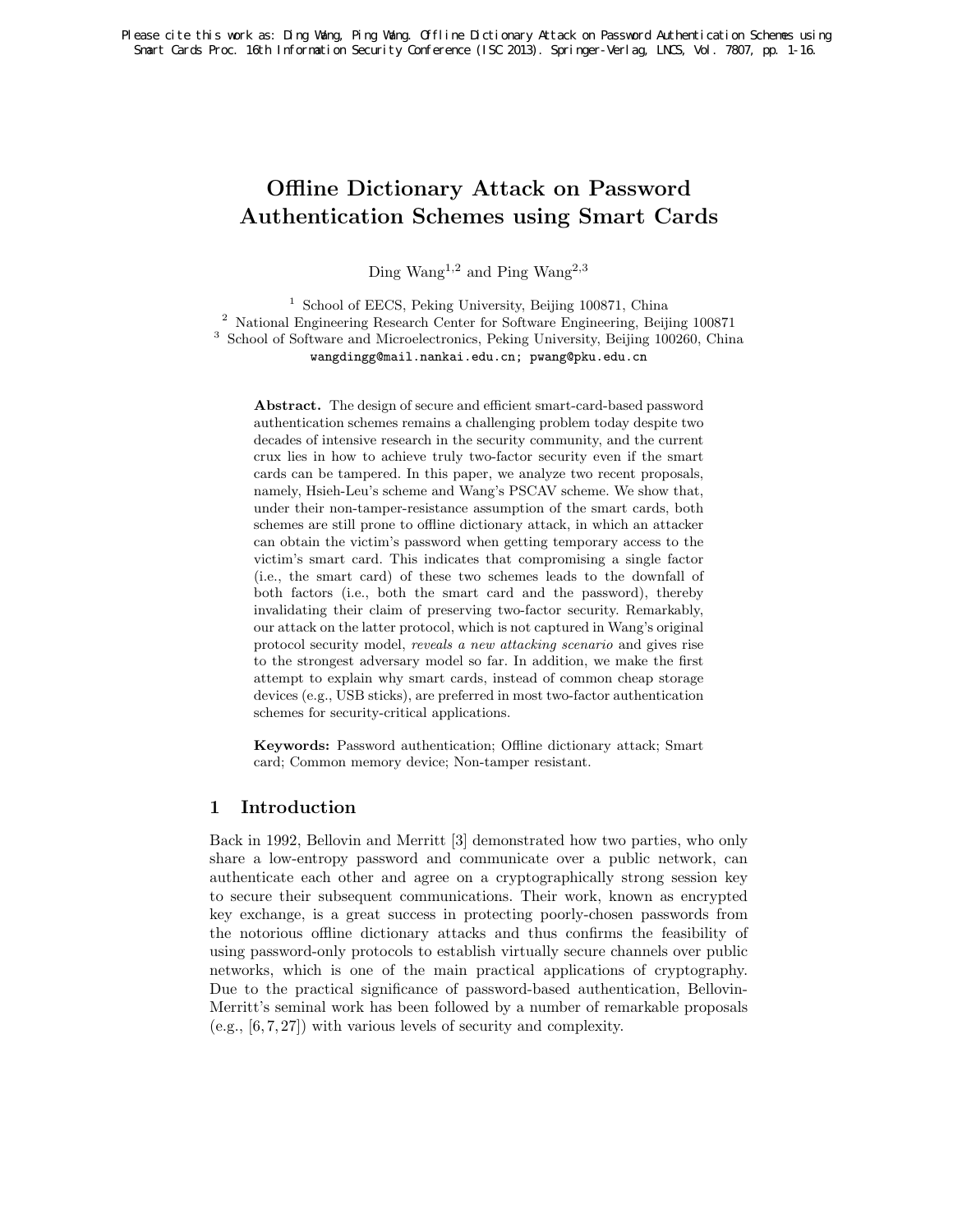Please cite this work as: Ding Wang, Ping Wang. Offline Dictionary Attack on Password Authentication Schemes using Smart Cards Proc. 16th Information Security Conference (ISC 2013). Springer-Verlag, LNCS, Vol. 7807, pp. 1-16.

# Offline Dictionary Attack on Password Authentication Schemes using Smart Cards

Ding Wang[1,2] and Ping Wang[2,3]

[1] School of EECS, Peking University, Beijing 100871, China
[2] National Engineering Research Center for Software Engineering, Beijing 100871
[3] School of Software and Microelectronics, Peking University, Beijing 100260, China
wangdingg@mail.nankai.edu.cn; pwang@pku.edu.cn

**Abstract.** The design of secure and efficient smart-card-based password authentication schemes remains a challenging problem today despite two decades of intensive research in the security community, and the current crux lies in how to achieve truly two-factor security even if the smart cards can be tampered. In this paper, we analyze two recent proposals, namely, Hsieh-Leu's scheme and Wang's PSCAV scheme. We show that, under their non-tamper-resistance assumption of the smart cards, both schemes are still prone to offline dictionary attack, in which an attacker can obtain the victim's password when getting temporary access to the victim's smart card. This indicates that compromising a single factor (i.e., the smart card) of these two schemes leads to the downfall of both factors (i.e., both the smart card and the password), thereby invalidating their claim of preserving two-factor security. Remarkably, our attack on the latter protocol, which is not captured in Wang's original protocol security model, *reveals a new attacking scenario* and gives rise to the strongest adversary model so far. In addition, we make the first attempt to explain why smart cards, instead of common cheap storage devices (e.g., USB sticks), are preferred in most two-factor authentication schemes for security-critical applications.

**Keywords:** Password authentication; Offline dictionary attack; Smart card; Common memory device; Non-tamper resistant.

## 1 Introduction

Back in 1992, Bellovin and Merritt [3] demonstrated how two parties, who only share a low-entropy password and communicate over a public network, can authenticate each other and agree on a cryptographically strong session key to secure their subsequent communications. Their work, known as encrypted key exchange, is a great success in protecting poorly-chosen passwords from the notorious offline dictionary attacks and thus confirms the feasibility of using password-only protocols to establish virtually secure channels over public networks, which is one of the main practical applications of cryptography. Due to the practical significance of password-based authentication, Bellovin-Merritt's seminal work has been followed by a number of remarkable proposals (e.g., [6, 7, 27]) with various levels of security and complexity.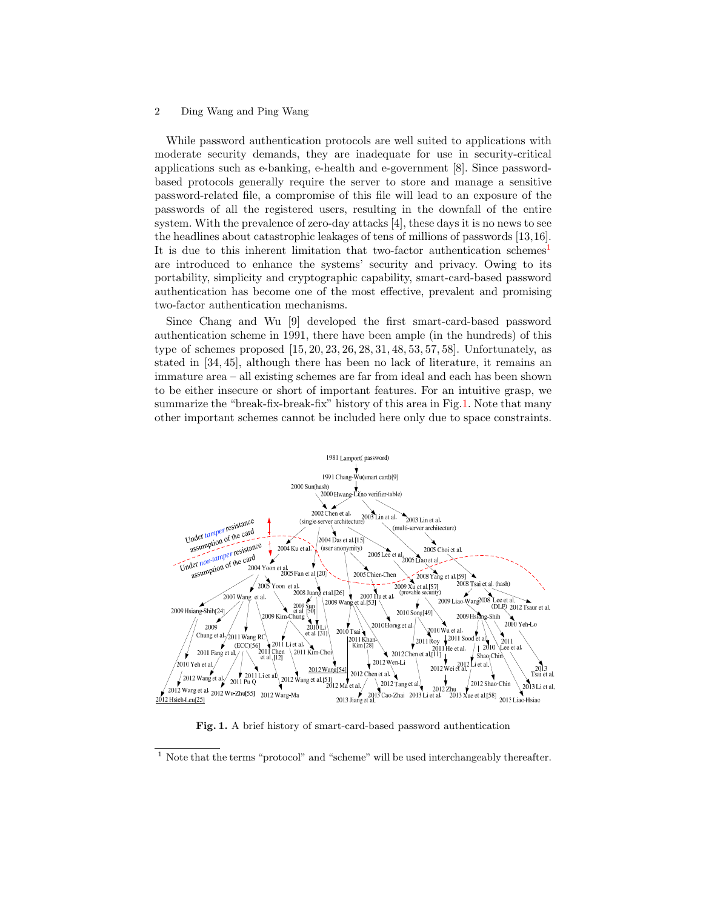While password authentication protocols are well suited to applications with moderate security demands, they are inadequate for use in security-critical applications such as e-banking, e-health and e-government [8]. Since password-based protocols generally require the server to store and manage a sensitive password-related file, a compromise of this file will lead to an exposure of the passwords of all the registered users, resulting in the downfall of the entire system. With the prevalence of zero-day attacks [4], these days it is no news to see the headlines about catastrophic leakages of tens of millions of passwords [13,16]. It is due to this inherent limitation that two-factor authentication schemes[1] are introduced to enhance the systems' security and privacy. Owing to its portability, simplicity and cryptographic capability, smart-card-based password authentication has become one of the most effective, prevalent and promising two-factor authentication mechanisms.

Since Chang and Wu [9] developed the first smart-card-based password authentication scheme in 1991, there have been ample (in the hundreds) of this type of schemes proposed [15, 20, 23, 26, 28, 31, 48, 53, 57, 58]. Unfortunately, as stated in [34, 45], although there has been no lack of literature, it remains an immature area – all existing schemes are far from ideal and each has been shown to be either insecure or short of important features. For an intuitive grasp, we summarize the "break-fix-break-fix" history of this area in Fig. 1. Note that many other important schemes cannot be included here only due to space constraints.

**Fig. 1.** A brief history of smart-card-based password authentication

[1] Note that the terms "protocol" and "scheme" will be used interchangeably thereafter.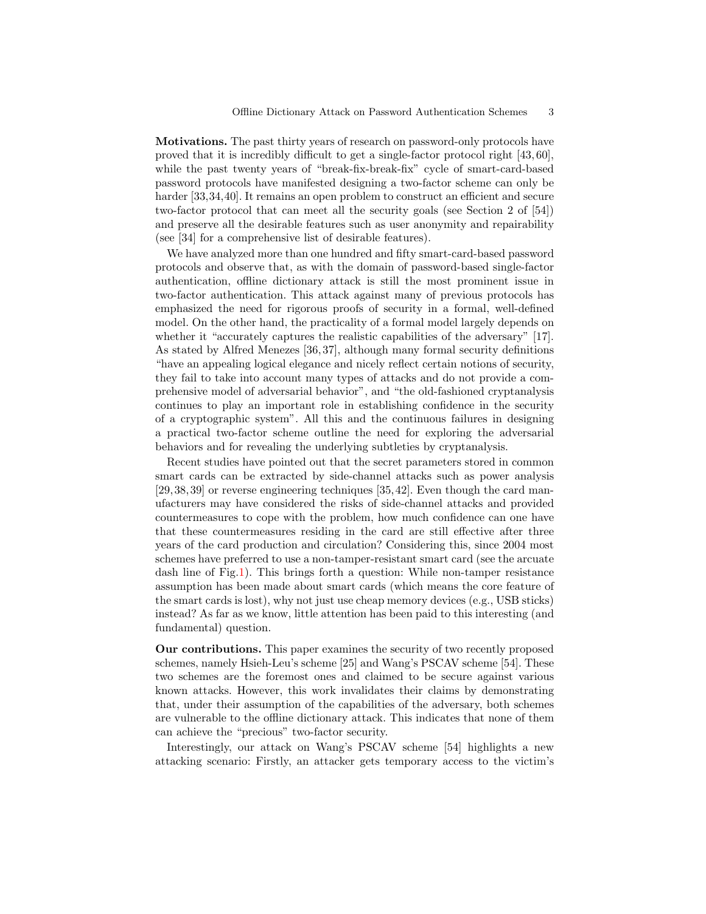**Motivations.** The past thirty years of research on password-only protocols have proved that it is incredibly difficult to get a single-factor protocol right [43, 60], while the past twenty years of "break-fix-break-fix" cycle of smart-card-based password protocols have manifested designing a two-factor scheme can only be harder [33,34,40]. It remains an open problem to construct an efficient and secure two-factor protocol that can meet all the security goals (see Section 2 of [54]) and preserve all the desirable features such as user anonymity and repairability (see [34] for a comprehensive list of desirable features).

We have analyzed more than one hundred and fifty smart-card-based password protocols and observe that, as with the domain of password-based single-factor authentication, offline dictionary attack is still the most prominent issue in two-factor authentication. This attack against many of previous protocols has emphasized the need for rigorous proofs of security in a formal, well-defined model. On the other hand, the practicality of a formal model largely depends on whether it "accurately captures the realistic capabilities of the adversary" [17]. As stated by Alfred Menezes [36, 37], although many formal security definitions "have an appealing logical elegance and nicely reflect certain notions of security, they fail to take into account many types of attacks and do not provide a comprehensive model of adversarial behavior", and "the old-fashioned cryptanalysis continues to play an important role in establishing confidence in the security of a cryptographic system". All this and the continuous failures in designing a practical two-factor scheme outline the need for exploring the adversarial behaviors and for revealing the underlying subtleties by cryptanalysis.

Recent studies have pointed out that the secret parameters stored in common smart cards can be extracted by side-channel attacks such as power analysis [29, 38, 39] or reverse engineering techniques [35, 42]. Even though the card manufacturers may have considered the risks of side-channel attacks and provided countermeasures to cope with the problem, how much confidence can one have that these countermeasures residing in the card are still effective after three years of the card production and circulation? Considering this, since 2004 most schemes have preferred to use a non-tamper-resistant smart card (see the arcuate dash line of Fig.1). This brings forth a question: While non-tamper resistance assumption has been made about smart cards (which means the core feature of the smart cards is lost), why not just use cheap memory devices (e.g., USB sticks) instead? As far as we know, little attention has been paid to this interesting (and fundamental) question.

**Our contributions.** This paper examines the security of two recently proposed schemes, namely Hsieh-Leu's scheme [25] and Wang's PSCAV scheme [54]. These two schemes are the foremost ones and claimed to be secure against various known attacks. However, this work invalidates their claims by demonstrating that, under their assumption of the capabilities of the adversary, both schemes are vulnerable to the offline dictionary attack. This indicates that none of them can achieve the "precious" two-factor security.

Interestingly, our attack on Wang's PSCAV scheme [54] highlights a new attacking scenario: Firstly, an attacker gets temporary access to the victim's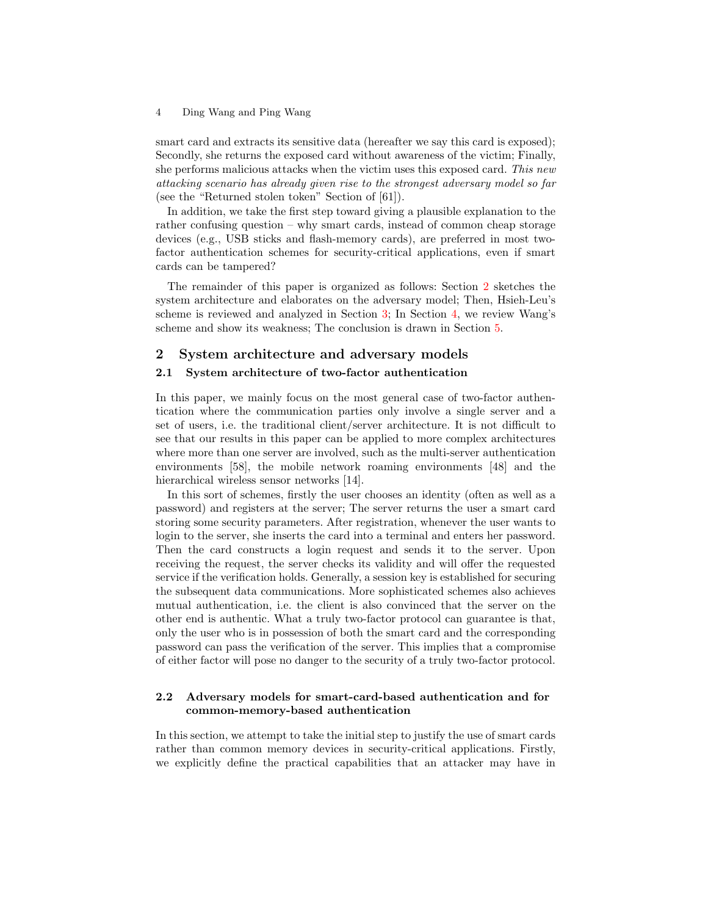smart card and extracts its sensitive data (hereafter we say this card is exposed); Secondly, she returns the exposed card without awareness of the victim; Finally, she performs malicious attacks when the victim uses this exposed card. *This new attacking scenario has already given rise to the strongest adversary model so far* (see the "Returned stolen token" Section of [61]).

In addition, we take the first step toward giving a plausible explanation to the rather confusing question – why smart cards, instead of common cheap storage devices (e.g., USB sticks and flash-memory cards), are preferred in most two-factor authentication schemes for security-critical applications, even if smart cards can be tampered?

The remainder of this paper is organized as follows: Section 2 sketches the system architecture and elaborates on the adversary model; Then, Hsieh-Leu's scheme is reviewed and analyzed in Section 3; In Section 4, we review Wang's scheme and show its weakness; The conclusion is drawn in Section 5.

## 2 System architecture and adversary models

### 2.1 System architecture of two-factor authentication

In this paper, we mainly focus on the most general case of two-factor authentication where the communication parties only involve a single server and a set of users, i.e. the traditional client/server architecture. It is not difficult to see that our results in this paper can be applied to more complex architectures where more than one server are involved, such as the multi-server authentication environments [58], the mobile network roaming environments [48] and the hierarchical wireless sensor networks [14].

In this sort of schemes, firstly the user chooses an identity (often as well as a password) and registers at the server; The server returns the user a smart card storing some security parameters. After registration, whenever the user wants to login to the server, she inserts the card into a terminal and enters her password. Then the card constructs a login request and sends it to the server. Upon receiving the request, the server checks its validity and will offer the requested service if the verification holds. Generally, a session key is established for securing the subsequent data communications. More sophisticated schemes also achieves mutual authentication, i.e. the client is also convinced that the server on the other end is authentic. What a truly two-factor protocol can guarantee is that, only the user who is in possession of both the smart card and the corresponding password can pass the verification of the server. This implies that a compromise of either factor will pose no danger to the security of a truly two-factor protocol.

### 2.2 Adversary models for smart-card-based authentication and for common-memory-based authentication

In this section, we attempt to take the initial step to justify the use of smart cards rather than common memory devices in security-critical applications. Firstly, we explicitly define the practical capabilities that an attacker may have in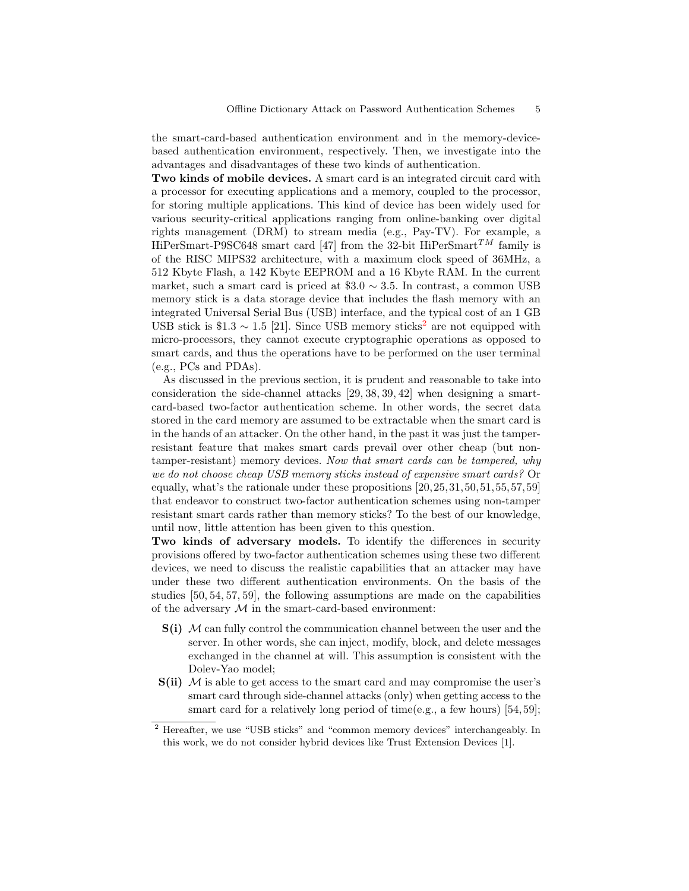the smart-card-based authentication environment and in the memory-device-based authentication environment, respectively. Then, we investigate into the advantages and disadvantages of these two kinds of authentication.

**Two kinds of mobile devices.** A smart card is an integrated circuit card with a processor for executing applications and a memory, coupled to the processor, for storing multiple applications. This kind of device has been widely used for various security-critical applications ranging from online-banking over digital rights management (DRM) to stream media (e.g., Pay-TV). For example, a HiPerSmart-P9SC648 smart card [47] from the 32-bit HiPerSmart$^{TM}$ family is of the RISC MIPS32 architecture, with a maximum clock speed of 36MHz, a 512 Kbyte Flash, a 142 Kbyte EEPROM and a 16 Kbyte RAM. In the current market, such a smart card is priced at $\$3.0 \sim 3.5$. In contrast, a common USB memory stick is a data storage device that includes the flash memory with an integrated Universal Serial Bus (USB) interface, and the typical cost of an 1 GB USB stick is $\$1.3 \sim 1.5$ [21]. Since USB memory sticks[2] are not equipped with micro-processors, they cannot execute cryptographic operations as opposed to smart cards, and thus the operations have to be performed on the user terminal (e.g., PCs and PDAs).

As discussed in the previous section, it is prudent and reasonable to take into consideration the side-channel attacks [29, 38, 39, 42] when designing a smart-card-based two-factor authentication scheme. In other words, the secret data stored in the card memory are assumed to be extractable when the smart card is in the hands of an attacker. On the other hand, in the past it was just the tamper-resistant feature that makes smart cards prevail over other cheap (but non-tamper-resistant) memory devices. *Now that smart cards can be tampered, why we do not choose cheap USB memory sticks instead of expensive smart cards?* Or equally, what's the rationale under these propositions [20,25,31,50,51,55,57,59] that endeavor to construct two-factor authentication schemes using non-tamper resistant smart cards rather than memory sticks? To the best of our knowledge, until now, little attention has been given to this question.

**Two kinds of adversary models.** To identify the differences in security provisions offered by two-factor authentication schemes using these two different devices, we need to discuss the realistic capabilities that an attacker may have under these two different authentication environments. On the basis of the studies [50, 54, 57, 59], the following assumptions are made on the capabilities of the adversary $\mathcal{M}$ in the smart-card-based environment:

- **S(i)** $\mathcal{M}$ can fully control the communication channel between the user and the server. In other words, she can inject, modify, block, and delete messages exchanged in the channel at will. This assumption is consistent with the Dolev-Yao model;
- **S(ii)** $\mathcal{M}$ is able to get access to the smart card and may compromise the user's smart card through side-channel attacks (only) when getting access to the smart card for a relatively long period of time(e.g., a few hours) [54, 59];

[2] Hereafter, we use "USB sticks" and "common memory devices" interchangeably. In this work, we do not consider hybrid devices like Trust Extension Devices [1].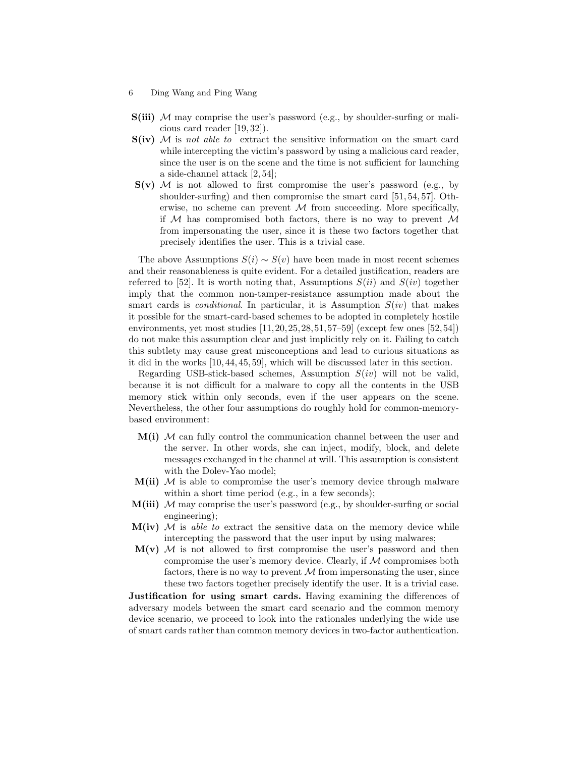- **S(iii)** $\mathcal{M}$ may comprise the user's password (e.g., by shoulder-surfing or malicious card reader [19, 32]).
- **S(iv)** $\mathcal{M}$ is *not able to* extract the sensitive information on the smart card while intercepting the victim's password by using a malicious card reader, since the user is on the scene and the time is not sufficient for launching a side-channel attack [2, 54];
- **S(v)** $\mathcal{M}$ is not allowed to first compromise the user's password (e.g., by shoulder-surfing) and then compromise the smart card [51, 54, 57]. Otherwise, no scheme can prevent $\mathcal{M}$ from succeeding. More specifically, if $\mathcal{M}$ has compromised both factors, there is no way to prevent $\mathcal{M}$ from impersonating the user, since it is these two factors together that precisely identifies the user. This is a trivial case.

The above Assumptions $S(i) \sim S(v)$ have been made in most recent schemes and their reasonableness is quite evident. For a detailed justification, readers are referred to [52]. It is worth noting that, Assumptions $S(ii)$ and $S(iv)$ together imply that the common non-tamper-resistance assumption made about the smart cards is *conditional*. In particular, it is Assumption $S(iv)$ that makes it possible for the smart-card-based schemes to be adopted in completely hostile environments, yet most studies [11, 20, 25, 28, 51, 57–59] (except few ones [52, 54]) do not make this assumption clear and just implicitly rely on it. Failing to catch this subtlety may cause great misconceptions and lead to curious situations as it did in the works [10, 44, 45, 59], which will be discussed later in this section.

Regarding USB-stick-based schemes, Assumption $S(iv)$ will not be valid, because it is not difficult for a malware to copy all the contents in the USB memory stick within only seconds, even if the user appears on the scene. Nevertheless, the other four assumptions do roughly hold for common-memory-based environment:

- **M(i)** $\mathcal{M}$ can fully control the communication channel between the user and the server. In other words, she can inject, modify, block, and delete messages exchanged in the channel at will. This assumption is consistent with the Dolev-Yao model;
- **M(ii)** $\mathcal{M}$ is able to compromise the user's memory device through malware within a short time period (e.g., in a few seconds);
- **M(iii)** $\mathcal{M}$ may comprise the user's password (e.g., by shoulder-surfing or social engineering);
- **M(iv)** $\mathcal{M}$ is *able to* extract the sensitive data on the memory device while intercepting the password that the user input by using malwares;
- **M(v)** $\mathcal{M}$ is not allowed to first compromise the user's password and then compromise the user's memory device. Clearly, if $\mathcal{M}$ compromises both factors, there is no way to prevent $\mathcal{M}$ from impersonating the user, since these two factors together precisely identify the user. It is a trivial case.

**Justification for using smart cards.** Having examining the differences of adversary models between the smart card scenario and the common memory device scenario, we proceed to look into the rationales underlying the wide use of smart cards rather than common memory devices in two-factor authentication.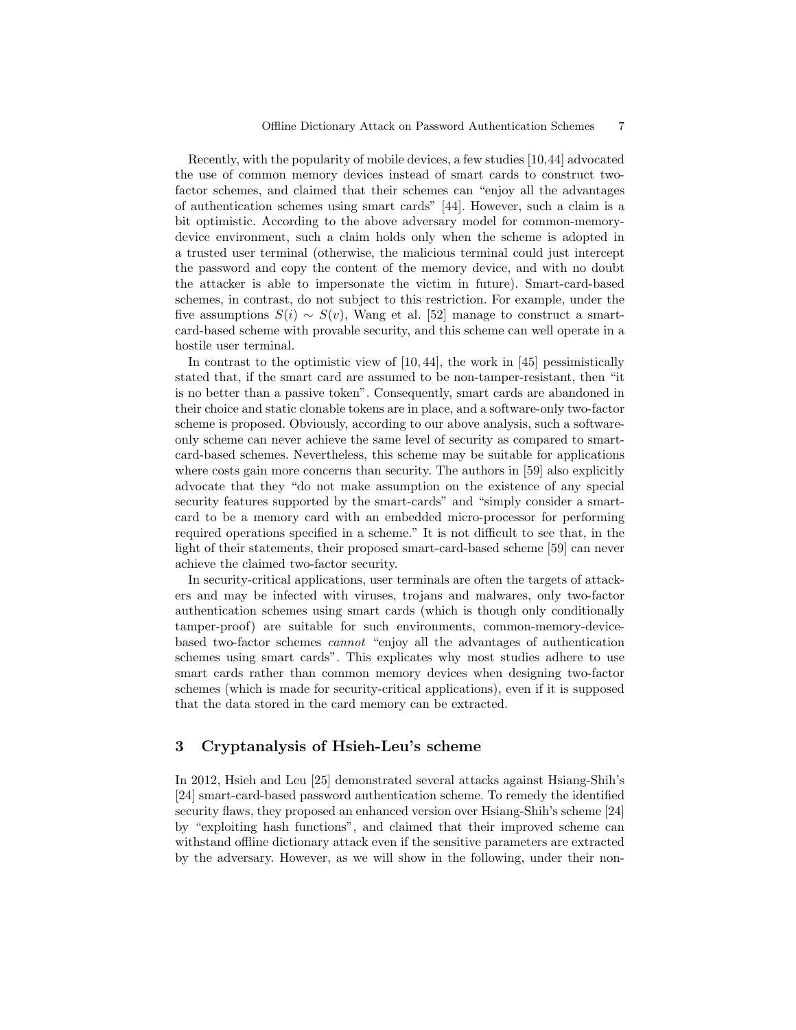Recently, with the popularity of mobile devices, a few studies [10,44] advocated the use of common memory devices instead of smart cards to construct two-factor schemes, and claimed that their schemes can "enjoy all the advantages of authentication schemes using smart cards" [44]. However, such a claim is a bit optimistic. According to the above adversary model for common-memory-device environment, such a claim holds only when the scheme is adopted in a trusted user terminal (otherwise, the malicious terminal could just intercept the password and copy the content of the memory device, and with no doubt the attacker is able to impersonate the victim in future). Smart-card-based schemes, in contrast, do not subject to this restriction. For example, under the five assumptions $S(i) \sim S(v)$, Wang et al. [52] manage to construct a smart-card-based scheme with provable security, and this scheme can well operate in a hostile user terminal.

In contrast to the optimistic view of [10, 44], the work in [45] pessimistically stated that, if the smart card are assumed to be non-tamper-resistant, then "it is no better than a passive token". Consequently, smart cards are abandoned in their choice and static clonable tokens are in place, and a software-only two-factor scheme is proposed. Obviously, according to our above analysis, such a software-only scheme can never achieve the same level of security as compared to smart-card-based schemes. Nevertheless, this scheme may be suitable for applications where costs gain more concerns than security. The authors in [59] also explicitly advocate that they "do not make assumption on the existence of any special security features supported by the smart-cards" and "simply consider a smart-card to be a memory card with an embedded micro-processor for performing required operations specified in a scheme." It is not difficult to see that, in the light of their statements, their proposed smart-card-based scheme [59] can never achieve the claimed two-factor security.

In security-critical applications, user terminals are often the targets of attackers and may be infected with viruses, trojans and malwares, only two-factor authentication schemes using smart cards (which is though only conditionally tamper-proof) are suitable for such environments, common-memory-device-based two-factor schemes *cannot* "enjoy all the advantages of authentication schemes using smart cards". This explicates why most studies adhere to use smart cards rather than common memory devices when designing two-factor schemes (which is made for security-critical applications), even if it is supposed that the data stored in the card memory can be extracted.

## 3 Cryptanalysis of Hsieh-Leu's scheme

In 2012, Hsieh and Leu [25] demonstrated several attacks against Hsiang-Shih's [24] smart-card-based password authentication scheme. To remedy the identified security flaws, they proposed an enhanced version over Hsiang-Shih's scheme [24] by "exploiting hash functions", and claimed that their improved scheme can withstand offline dictionary attack even if the sensitive parameters are extracted by the adversary. However, as we will show in the following, under their non-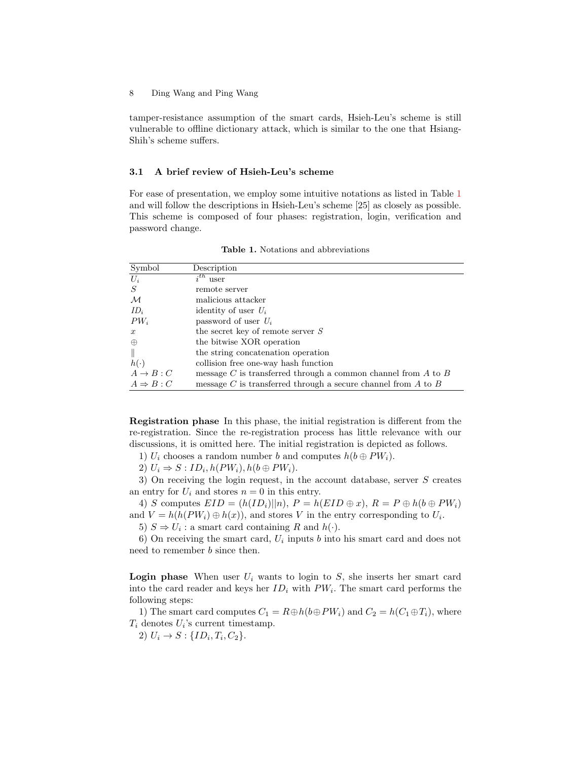tamper-resistance assumption of the smart cards, Hsieh-Leu's scheme is still vulnerable to offline dictionary attack, which is similar to the one that Hsiang-Shih's scheme suffers.

### 3.1 A brief review of Hsieh-Leu's scheme

For ease of presentation, we employ some intuitive notations as listed in Table 1 and will follow the descriptions in Hsieh-Leu's scheme [25] as closely as possible. This scheme is composed of four phases: registration, login, verification and password change.

**Table 1.** Notations and abbreviations

| Symbol | Description |
|---|---|
| $U_i$ | $i^{th}$ user |
| $S$ | remote server |
| $\mathcal{M}$ | malicious attacker |
| $ID_i$ | identity of user $U_i$ |
| $PW_i$ | password of user $U_i$ |
| $x$ | the secret key of remote server $S$ |
| $\oplus$ | the bitwise XOR operation |
| $\|$ | the string concatenation operation |
| $h(\cdot)$ | collision free one-way hash function |
| $A \rightarrow B : C$ | message $C$ is transferred through a common channel from $A$ to $B$ |
| $A \Rightarrow B : C$ | message $C$ is transferred through a secure channel from $A$ to $B$ |

**Registration phase** In this phase, the initial registration is different from the re-registration. Since the re-registration process has little relevance with our discussions, it is omitted here. The initial registration is depicted as follows.

1) $U_i$ chooses a random number $b$ and computes $h(b \oplus PW_i)$.

2) $U_i \Rightarrow S : ID_i, h(PW_i), h(b \oplus PW_i)$.

3) On receiving the login request, in the account database, server $S$ creates an entry for $U_i$ and stores $n = 0$ in this entry.

4) $S$ computes $EID = (h(ID_i)||n)$, $P = h(EID \oplus x)$, $R = P \oplus h(b \oplus PW_i)$ and $V = h(h(PW_i) \oplus h(x))$, and stores $V$ in the entry corresponding to $U_i$.

5) $S \Rightarrow U_i$ : a smart card containing $R$ and $h(\cdot)$.

6) On receiving the smart card, $U_i$ inputs $b$ into his smart card and does not need to remember $b$ since then.

**Login phase** When user $U_i$ wants to login to $S$, she inserts her smart card into the card reader and keys her $ID_i$ with $PW_i$. The smart card performs the following steps:

1) The smart card computes $C_1 = R \oplus h(b \oplus PW_i)$ and $C_2 = h(C_1 \oplus T_i)$, where $T_i$ denotes $U_i$'s current timestamp.

2) $U_i \rightarrow S : \{ID_i, T_i, C_2\}$.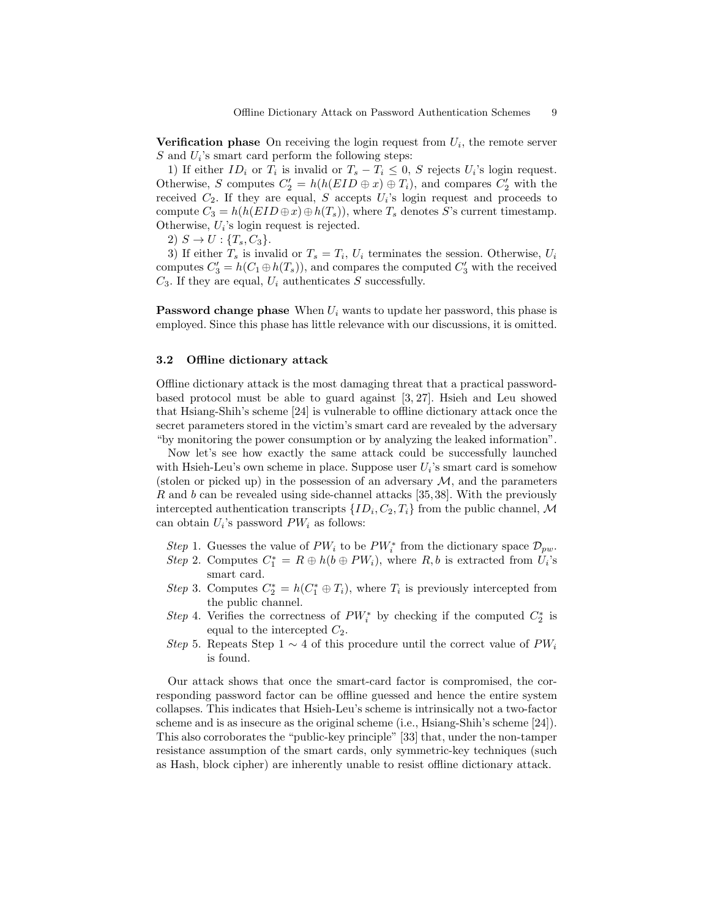**Verification phase** On receiving the login request from $U_i$, the remote server $S$ and $U_i$'s smart card perform the following steps:

1) If either $ID_i$ or $T_i$ is invalid or $T_s - T_i \leq 0$, $S$ rejects $U_i$'s login request. Otherwise, $S$ computes $C_2' = h(h(EID \oplus x) \oplus T_i)$, and compares $C_2'$ with the received $C_2$. If they are equal, $S$ accepts $U_i$'s login request and proceeds to compute $C_3 = h(h(EID \oplus x) \oplus h(T_s))$, where $T_s$ denotes $S$'s current timestamp. Otherwise, $U_i$'s login request is rejected.

2) $S \rightarrow U : \{T_s, C_3\}$.

3) If either $T_s$ is invalid or $T_s = T_i$, $U_i$ terminates the session. Otherwise, $U_i$ computes $C_3' = h(C_1 \oplus h(T_s))$, and compares the computed $C_3'$ with the received $C_3$. If they are equal, $U_i$ authenticates $S$ successfully.

**Password change phase** When $U_i$ wants to update her password, this phase is employed. Since this phase has little relevance with our discussions, it is omitted.

### 3.2 Offline dictionary attack

Offline dictionary attack is the most damaging threat that a practical password-based protocol must be able to guard against [3, 27]. Hsieh and Leu showed that Hsiang-Shih's scheme [24] is vulnerable to offline dictionary attack once the secret parameters stored in the victim's smart card are revealed by the adversary "by monitoring the power consumption or by analyzing the leaked information".

Now let's see how exactly the same attack could be successfully launched with Hsieh-Leu's own scheme in place. Suppose user $U_i$'s smart card is somehow (stolen or picked up) in the possession of an adversary $\mathcal{M}$, and the parameters $R$ and $b$ can be revealed using side-channel attacks [35, 38]. With the previously intercepted authentication transcripts $\{ID_i, C_2, T_i\}$ from the public channel, $\mathcal{M}$ can obtain $U_i$'s password $PW_i$ as follows:

- *Step* 1. Guesses the value of $PW_i$ to be $PW_i^*$ from the dictionary space $\mathcal{D}_{pw}$.
- *Step* 2. Computes $C_1^* = R \oplus h(b \oplus PW_i)$, where $R, b$ is extracted from $U_i$'s smart card.
- *Step* 3. Computes $C_2^* = h(C_1^* \oplus T_i)$, where $T_i$ is previously intercepted from the public channel.
- *Step* 4. Verifies the correctness of $PW_i^*$ by checking if the computed $C_2^*$ is equal to the intercepted $C_2$.
- *Step* 5. Repeats Step $1 \sim 4$ of this procedure until the correct value of $PW_i$ is found.

Our attack shows that once the smart-card factor is compromised, the corresponding password factor can be offline guessed and hence the entire system collapses. This indicates that Hsieh-Leu's scheme is intrinsically not a two-factor scheme and is as insecure as the original scheme (i.e., Hsiang-Shih's scheme [24]). This also corroborates the "public-key principle" [33] that, under the non-tamper resistance assumption of the smart cards, only symmetric-key techniques (such as Hash, block cipher) are inherently unable to resist offline dictionary attack.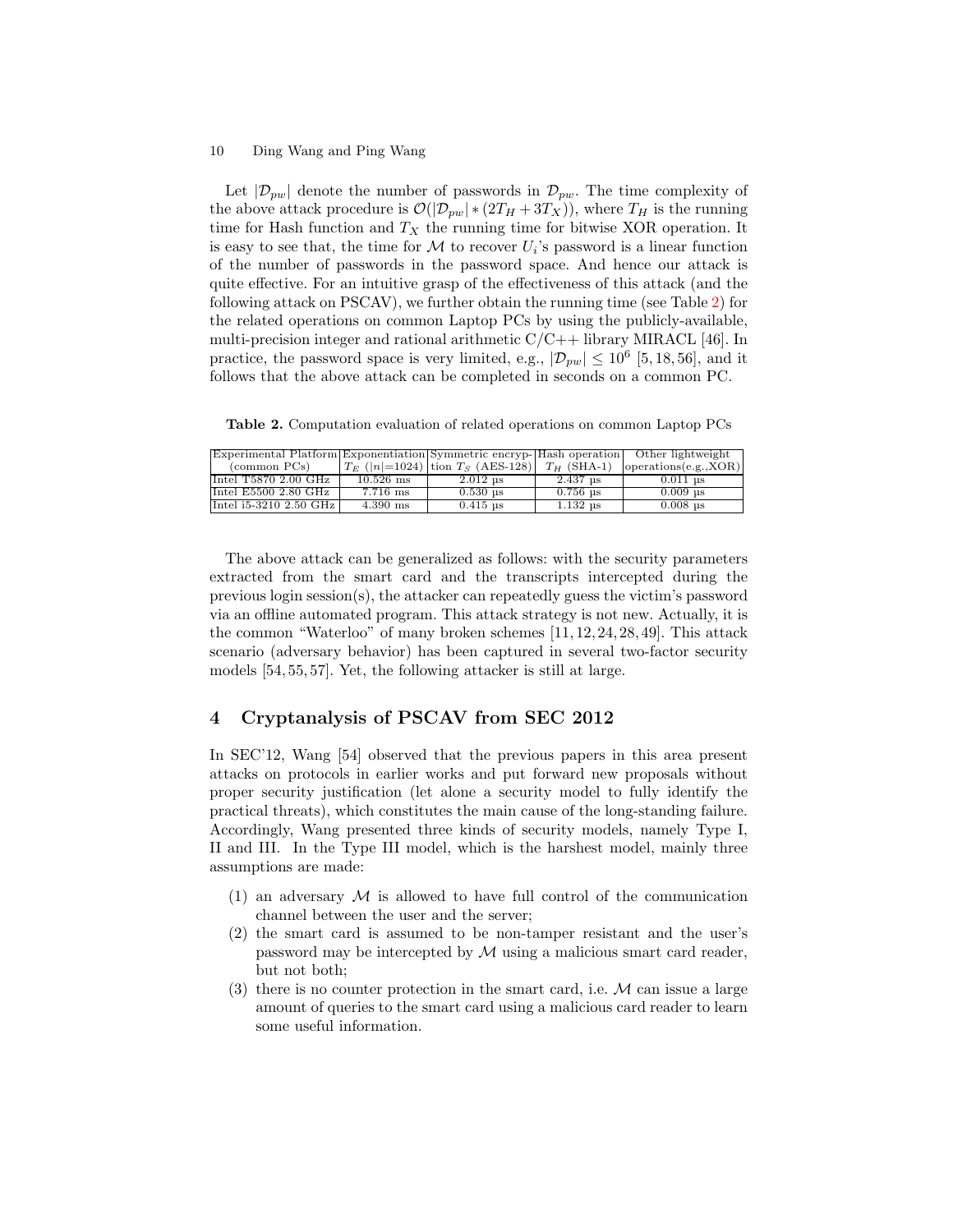Let $|\mathcal{D}_{pw}|$ denote the number of passwords in $\mathcal{D}_{pw}$. The time complexity of the above attack procedure is $\mathcal{O}(|\mathcal{D}_{pw}| * (2T_H + 3T_X))$, where $T_H$ is the running time for Hash function and $T_X$ the running time for bitwise XOR operation. It is easy to see that, the time for $\mathcal{M}$ to recover $U_i$'s password is a linear function of the number of passwords in the password space. And hence our attack is quite effective. For an intuitive grasp of the effectiveness of this attack (and the following attack on PSCAV), we further obtain the running time (see Table 2) for the related operations on common Laptop PCs by using the publicly-available, multi-precision integer and rational arithmetic C/C++ library MIRACL [46]. In practice, the password space is very limited, e.g., $|\mathcal{D}_{pw}| \leq 10^6$ [5, 18, 56], and it follows that the above attack can be completed in seconds on a common PC.

**Table 2.** Computation evaluation of related operations on common Laptop PCs

| Experimental Platform (common PCs) | Exponentiation $T_E$ ($\lvert n \rvert$=1024) | Symmetric encryption $T_S$ (AES-128) | Hash operation $T_H$ (SHA-1) | Other lightweight operations(e.g.,XOR) |
|---|---|---|---|---|
| Intel T5870 2.00 GHz | 10.526 ms | 2.012 µs | 2.437 µs | 0.011 µs |
| Intel E5500 2.80 GHz | 7.716 ms | 0.530 µs | 0.756 µs | 0.009 µs |
| Intel i5-3210 2.50 GHz | 4.390 ms | 0.415 µs | 1.132 µs | 0.008 µs |

The above attack can be generalized as follows: with the security parameters extracted from the smart card and the transcripts intercepted during the previous login session(s), the attacker can repeatedly guess the victim's password via an offline automated program. This attack strategy is not new. Actually, it is the common "Waterloo" of many broken schemes [11, 12, 24, 28, 49]. This attack scenario (adversary behavior) has been captured in several two-factor security models [54, 55, 57]. Yet, the following attacker is still at large.

## 4 Cryptanalysis of PSCAV from SEC 2012

In SEC'12, Wang [54] observed that the previous papers in this area present attacks on protocols in earlier works and put forward new proposals without proper security justification (let alone a security model to fully identify the practical threats), which constitutes the main cause of the long-standing failure. Accordingly, Wang presented three kinds of security models, namely Type I, II and III. In the Type III model, which is the harshest model, mainly three assumptions are made:

(1) an adversary $\mathcal{M}$ is allowed to have full control of the communication channel between the user and the server;

(2) the smart card is assumed to be non-tamper resistant and the user's password may be intercepted by $\mathcal{M}$ using a malicious smart card reader, but not both;

(3) there is no counter protection in the smart card, i.e. $\mathcal{M}$ can issue a large amount of queries to the smart card using a malicious card reader to learn some useful information.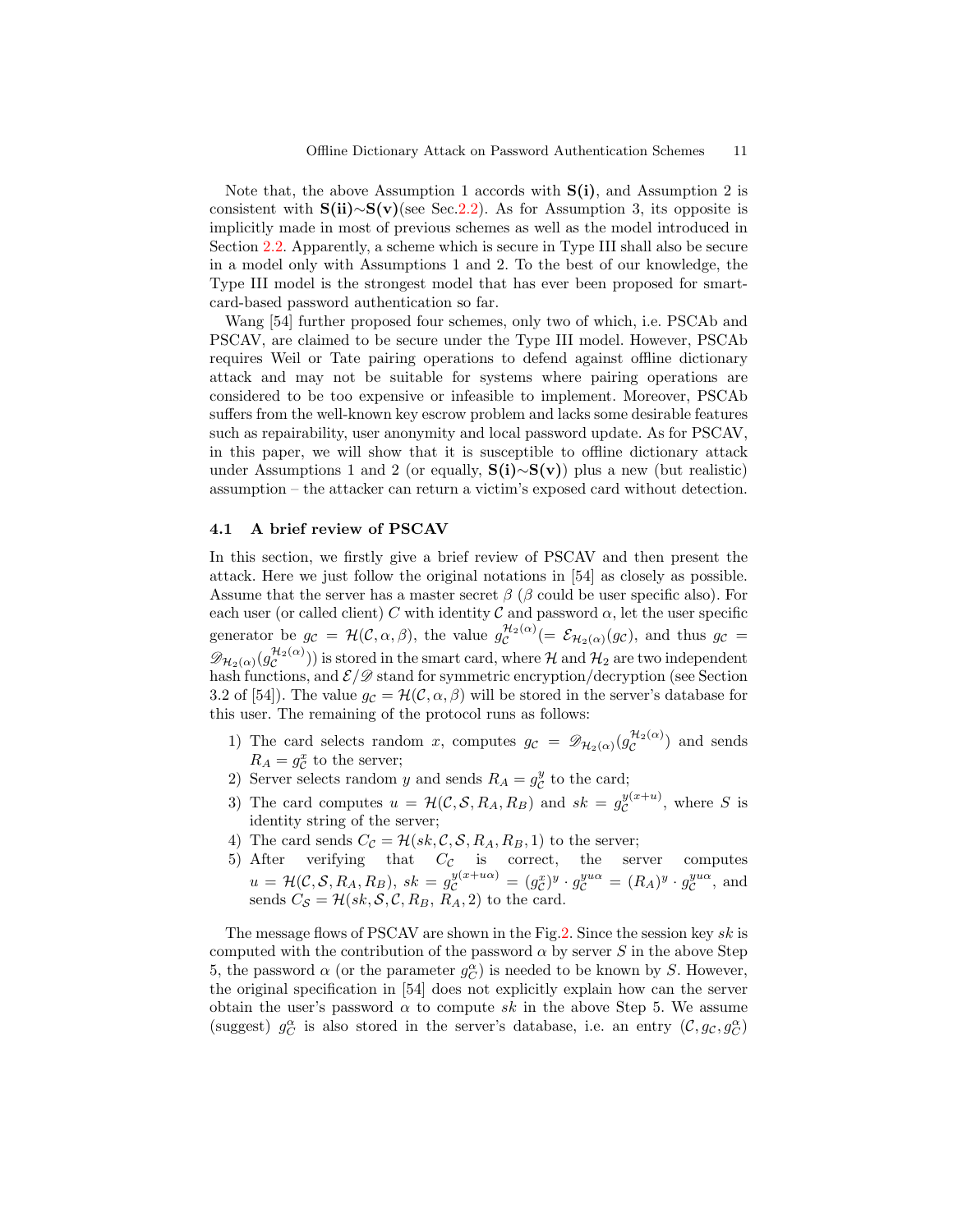Note that, the above Assumption 1 accords with **S(i)**, and Assumption 2 is consistent with **S(ii)**$\sim$**S(v)**(see Sec.2.2). As for Assumption 3, its opposite is implicitly made in most of previous schemes as well as the model introduced in Section 2.2. Apparently, a scheme which is secure in Type III shall also be secure in a model only with Assumptions 1 and 2. To the best of our knowledge, the Type III model is the strongest model that has ever been proposed for smart-card-based password authentication so far.

Wang [54] further proposed four schemes, only two of which, i.e. PSCAb and PSCAV, are claimed to be secure under the Type III model. However, PSCAb requires Weil or Tate pairing operations to defend against offline dictionary attack and may not be suitable for systems where pairing operations are considered to be too expensive or infeasible to implement. Moreover, PSCAb suffers from the well-known key escrow problem and lacks some desirable features such as repairability, user anonymity and local password update. As for PSCAV, in this paper, we will show that it is susceptible to offline dictionary attack under Assumptions 1 and 2 (or equally, **S(i)**$\sim$**S(v)**) plus a new (but realistic) assumption – the attacker can return a victim's exposed card without detection.

### 4.1 A brief review of PSCAV

In this section, we firstly give a brief review of PSCAV and then present the attack. Here we just follow the original notations in [54] as closely as possible. Assume that the server has a master secret $\beta$ ($\beta$ could be user specific also). For each user (or called client) $C$ with identity $\mathcal{C}$ and password $\alpha$, let the user specific generator be $g_{\mathcal{C}} = \mathcal{H}(\mathcal{C}, \alpha, \beta)$, the value $g_{\mathcal{C}}^{\mathcal{H}_2(\alpha)} (= \mathcal{E}_{\mathcal{H}_2(\alpha)}(g_{\mathcal{C}})$, and thus $g_{\mathcal{C}} = \mathscr{D}_{\mathcal{H}_2(\alpha)}(g_{\mathcal{C}}^{\mathcal{H}_2(\alpha)}))$ is stored in the smart card, where $\mathcal{H}$ and $\mathcal{H}_2$ are two independent hash functions, and $\mathcal{E}/\mathscr{D}$ stand for symmetric encryption/decryption (see Section 3.2 of [54]). The value $g_{\mathcal{C}} = \mathcal{H}(\mathcal{C}, \alpha, \beta)$ will be stored in the server's database for this user. The remaining of the protocol runs as follows:

1) The card selects random $x$, computes $g_{\mathcal{C}} = \mathscr{D}_{\mathcal{H}_2(\alpha)}(g_{\mathcal{C}}^{\mathcal{H}_2(\alpha)})$ and sends $R_A = g_{\mathcal{C}}^x$ to the server;
2) Server selects random $y$ and sends $R_A = g_{\mathcal{C}}^y$ to the card;
3) The card computes $u = \mathcal{H}(\mathcal{C}, \mathcal{S}, R_A, R_B)$ and $sk = g_{\mathcal{C}}^{y(x+u)}$, where $S$ is identity string of the server;
4) The card sends $C_{\mathcal{C}} = \mathcal{H}(sk, \mathcal{C}, \mathcal{S}, R_A, R_B, 1)$ to the server;
5) After verifying that $C_{\mathcal{C}}$ is correct, the server computes $u = \mathcal{H}(\mathcal{C}, \mathcal{S}, R_A, R_B)$, $sk = g_{\mathcal{C}}^{y(x+u\alpha)} = (g_{\mathcal{C}}^x)^y \cdot g_{\mathcal{C}}^{yu\alpha} = (R_A)^y \cdot g_{\mathcal{C}}^{yu\alpha}$, and sends $C_{\mathcal{S}} = \mathcal{H}(sk, \mathcal{S}, \mathcal{C}, R_B, R_A, 2)$ to the card.

The message flows of PSCAV are shown in the Fig.2. Since the session key $sk$ is computed with the contribution of the password $\alpha$ by server $S$ in the above Step 5, the password $\alpha$ (or the parameter $g_{\mathcal{C}}^{\alpha}$) is needed to be known by $S$. However, the original specification in [54] does not explicitly explain how can the server obtain the user's password $\alpha$ to compute $sk$ in the above Step 5. We assume (suggest) $g_C^{\alpha}$ is also stored in the server's database, i.e. an entry $(\mathcal{C}, g_{\mathcal{C}}, g_C^{\alpha})$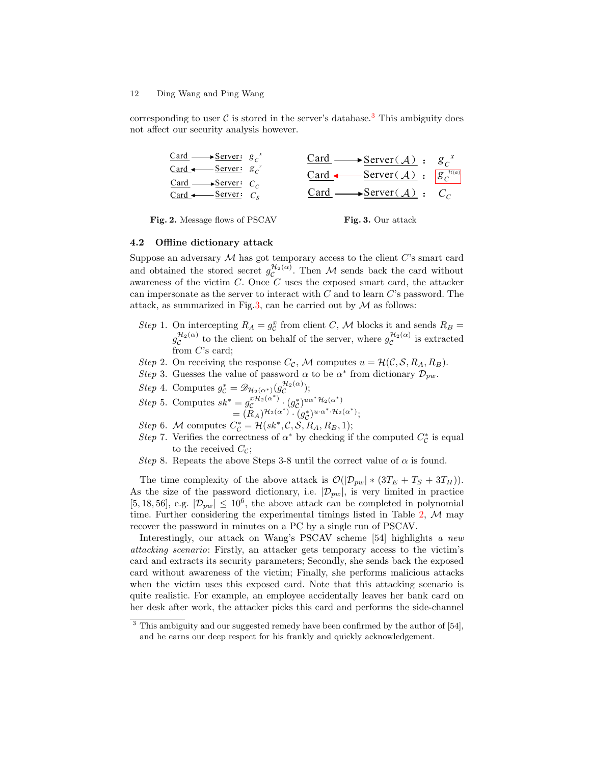corresponding to user $\mathcal{C}$ is stored in the server's database.[3] This ambiguity does not affect our security analysis however.

Card ⟶ Server: $g_C{}^x$
Card ⟵ Server: $g_C{}^y$
Card ⟶ Server: $C_C$
Card ⟵ Server: $C_S$

**Fig. 2.** Message flows of PSCAV

Card ⟶ Server($\mathcal{A}$): $g_C{}^x$
Card ⟵ Server($\mathcal{A}$): $g_C{}^{\mathcal{H}(\alpha)}$
Card ⟶ Server($\mathcal{A}$): $C_C$

**Fig. 3.** Our attack

### 4.2 Offline dictionary attack

Suppose an adversary $\mathcal{M}$ has got temporary access to the client $C$'s smart card and obtained the stored secret $g_{\mathcal{C}}^{\mathcal{H}_2(\alpha)}$. Then $\mathcal{M}$ sends back the card without awareness of the victim $C$. Once $C$ uses the exposed smart card, the attacker can impersonate as the server to interact with $C$ and to learn $C$'s password. The attack, as summarized in Fig.3, can be carried out by $\mathcal{M}$ as follows:

*Step* 1. On intercepting $R_A = g_{\mathcal{C}}^x$ from client $C$, $\mathcal{M}$ blocks it and sends $R_B = g_{\mathcal{C}}^{\mathcal{H}_2(\alpha)}$ to the client on behalf of the server, where $g_{\mathcal{C}}^{\mathcal{H}_2(\alpha)}$ is extracted from $C$'s card;

*Step* 2. On receiving the response $C_{\mathcal{C}}$, $\mathcal{M}$ computes $u = \mathcal{H}(\mathcal{C}, \mathcal{S}, R_A, R_B)$.

*Step* 3. Guesses the value of password $\alpha$ to be $\alpha^*$ from dictionary $\mathcal{D}_{pw}$.

*Step* 4. Computes $g_{\mathcal{C}}^* = \mathscr{D}_{\mathcal{H}_2(\alpha^*)}(g_{\mathcal{C}}^{\mathcal{H}_2(\alpha)})$;

*Step* 5. Computes $sk^* = g_{\mathcal{C}}^{x\mathcal{H}_2(\alpha^*)} \cdot (g_{\mathcal{C}}^*)^{u\alpha^*\mathcal{H}_2(\alpha^*)}$
$= (R_A)^{\mathcal{H}_2(\alpha^*)} \cdot (g_{\mathcal{C}}^*)^{u \cdot \alpha^* \cdot \mathcal{H}_2(\alpha^*)}$;

*Step* 6. $\mathcal{M}$ computes $C_{\mathcal{C}}^* = \mathcal{H}(sk^*, \mathcal{C}, \mathcal{S}, R_A, R_B, 1)$;

*Step* 7. Verifies the correctness of $\alpha^*$ by checking if the computed $C_{\mathcal{C}}^*$ is equal to the received $C_{\mathcal{C}}$;

*Step* 8. Repeats the above Steps 3-8 until the correct value of $\alpha$ is found.

The time complexity of the above attack is $\mathcal{O}(|\mathcal{D}_{pw}| * (3T_E + T_S + 3T_H))$. As the size of the password dictionary, i.e. $|\mathcal{D}_{pw}|$, is very limited in practice [5, 18, 56], e.g. $|\mathcal{D}_{pw}| \leq 10^6$, the above attack can be completed in polynomial time. Further considering the experimental timings listed in Table 2, $\mathcal{M}$ may recover the password in minutes on a PC by a single run of PSCAV.

Interestingly, our attack on Wang's PSCAV scheme [54] highlights *a new attacking scenario*: Firstly, an attacker gets temporary access to the victim's card and extracts its security parameters; Secondly, she sends back the exposed card without awareness of the victim; Finally, she performs malicious attacks when the victim uses this exposed card. Note that this attacking scenario is quite realistic. For example, an employee accidentally leaves her bank card on her desk after work, the attacker picks this card and performs the side-channel

[3] This ambiguity and our suggested remedy have been confirmed by the author of [54], and he earns our deep respect for his frankly and quickly acknowledgement.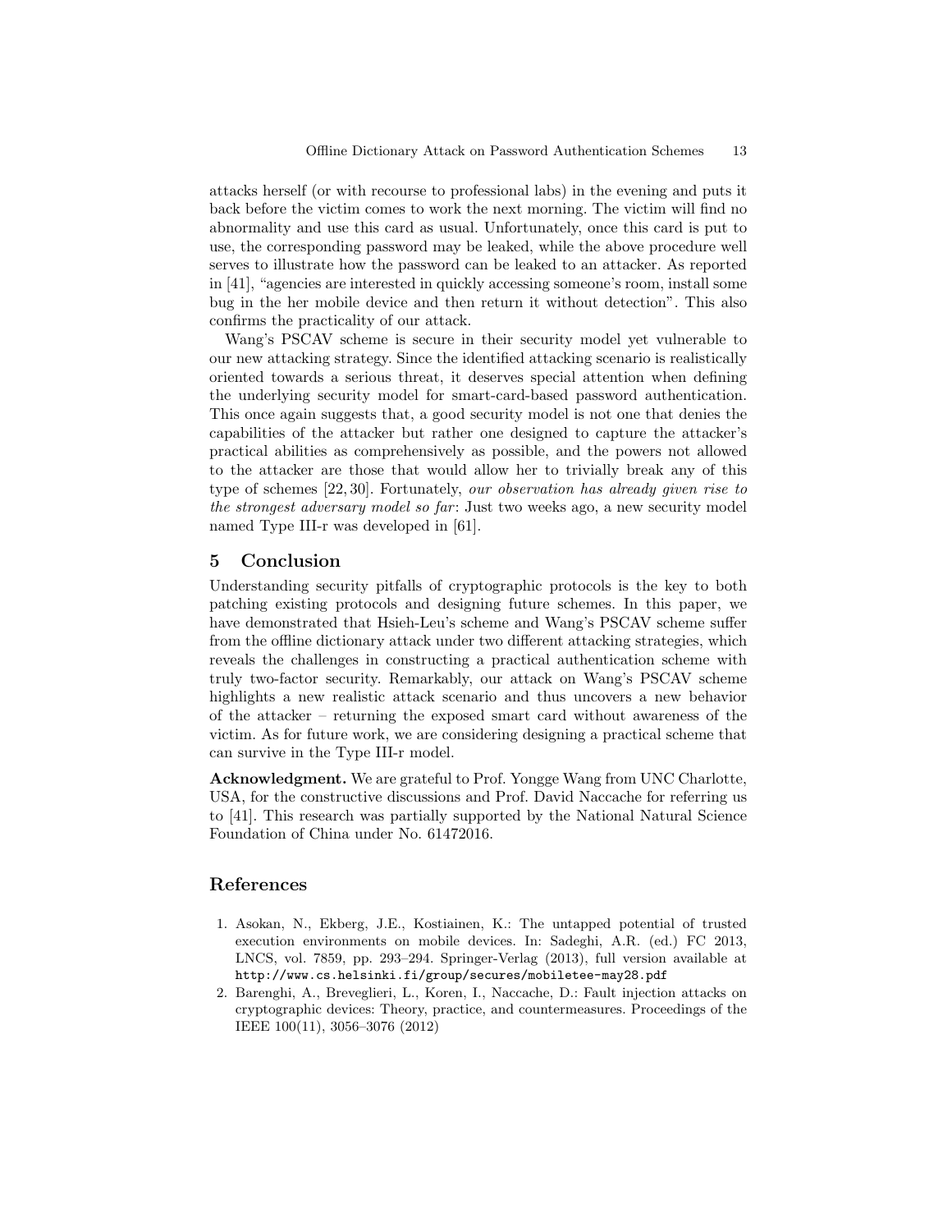attacks herself (or with recourse to professional labs) in the evening and puts it back before the victim comes to work the next morning. The victim will find no abnormality and use this card as usual. Unfortunately, once this card is put to use, the corresponding password may be leaked, while the above procedure well serves to illustrate how the password can be leaked to an attacker. As reported in [41], "agencies are interested in quickly accessing someone's room, install some bug in the her mobile device and then return it without detection". This also confirms the practicality of our attack.

Wang's PSCAV scheme is secure in their security model yet vulnerable to our new attacking strategy. Since the identified attacking scenario is realistically oriented towards a serious threat, it deserves special attention when defining the underlying security model for smart-card-based password authentication. This once again suggests that, a good security model is not one that denies the capabilities of the attacker but rather one designed to capture the attacker's practical abilities as comprehensively as possible, and the powers not allowed to the attacker are those that would allow her to trivially break any of this type of schemes [22, 30]. Fortunately, *our observation has already given rise to the strongest adversary model so far*: Just two weeks ago, a new security model named Type III-r was developed in [61].

## 5 Conclusion

Understanding security pitfalls of cryptographic protocols is the key to both patching existing protocols and designing future schemes. In this paper, we have demonstrated that Hsieh-Leu's scheme and Wang's PSCAV scheme suffer from the offline dictionary attack under two different attacking strategies, which reveals the challenges in constructing a practical authentication scheme with truly two-factor security. Remarkably, our attack on Wang's PSCAV scheme highlights a new realistic attack scenario and thus uncovers a new behavior of the attacker – returning the exposed smart card without awareness of the victim. As for future work, we are considering designing a practical scheme that can survive in the Type III-r model.

**Acknowledgment.** We are grateful to Prof. Yongge Wang from UNC Charlotte, USA, for the constructive discussions and Prof. David Naccache for referring us to [41]. This research was partially supported by the National Natural Science Foundation of China under No. 61472016.

## References

1. Asokan, N., Ekberg, J.E., Kostiainen, K.: The untapped potential of trusted execution environments on mobile devices. In: Sadeghi, A.R. (ed.) FC 2013, LNCS, vol. 7859, pp. 293–294. Springer-Verlag (2013), full version available at http://www.cs.helsinki.fi/group/secures/mobiletee-may28.pdf
2. Barenghi, A., Breveglieri, L., Koren, I., Naccache, D.: Fault injection attacks on cryptographic devices: Theory, practice, and countermeasures. Proceedings of the IEEE 100(11), 3056–3076 (2012)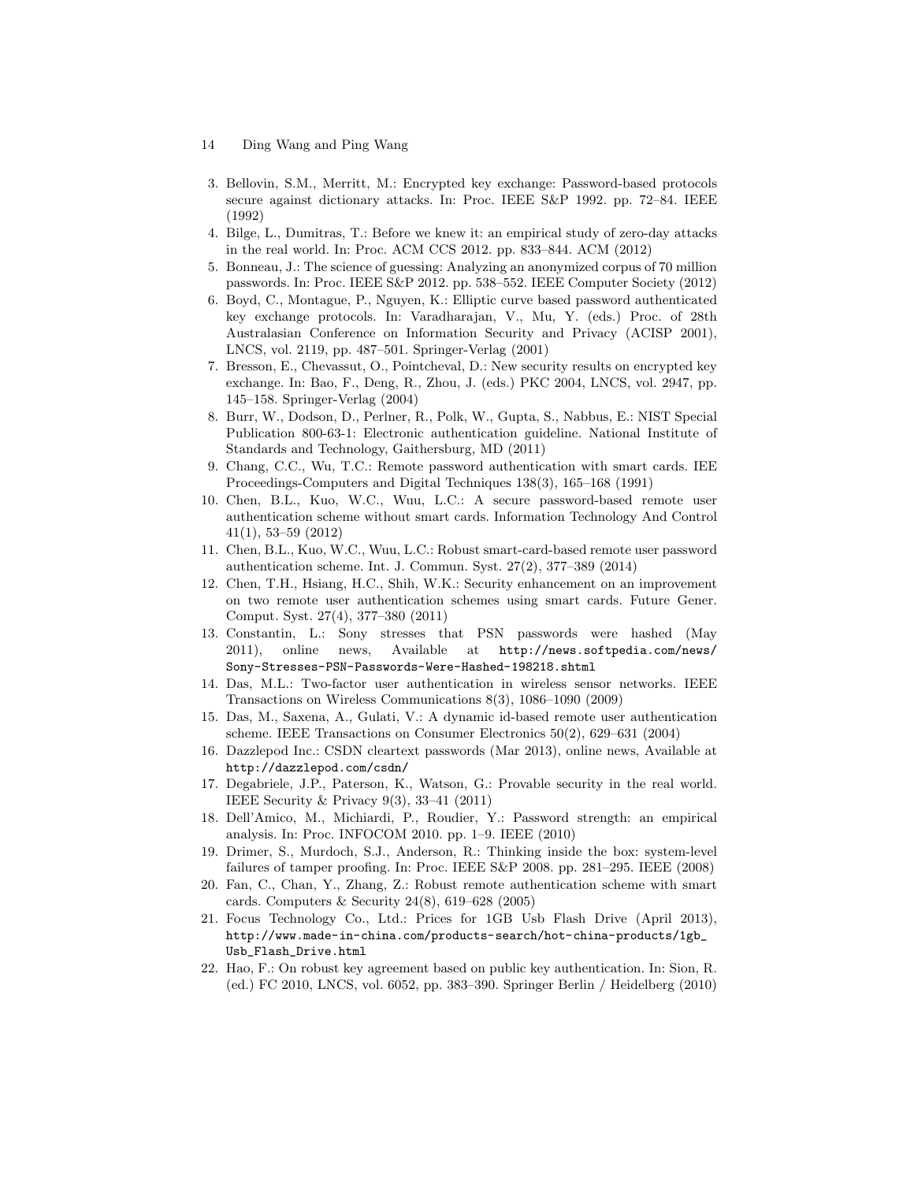3. Bellovin, S.M., Merritt, M.: Encrypted key exchange: Password-based protocols secure against dictionary attacks. In: Proc. IEEE S&P 1992. pp. 72–84. IEEE (1992)
4. Bilge, L., Dumitras, T.: Before we knew it: an empirical study of zero-day attacks in the real world. In: Proc. ACM CCS 2012. pp. 833–844. ACM (2012)
5. Bonneau, J.: The science of guessing: Analyzing an anonymized corpus of 70 million passwords. In: Proc. IEEE S&P 2012. pp. 538–552. IEEE Computer Society (2012)
6. Boyd, C., Montague, P., Nguyen, K.: Elliptic curve based password authenticated key exchange protocols. In: Varadharajan, V., Mu, Y. (eds.) Proc. of 28th Australasian Conference on Information Security and Privacy (ACISP 2001), LNCS, vol. 2119, pp. 487–501. Springer-Verlag (2001)
7. Bresson, E., Chevassut, O., Pointcheval, D.: New security results on encrypted key exchange. In: Bao, F., Deng, R., Zhou, J. (eds.) PKC 2004, LNCS, vol. 2947, pp. 145–158. Springer-Verlag (2004)
8. Burr, W., Dodson, D., Perlner, R., Polk, W., Gupta, S., Nabbus, E.: NIST Special Publication 800-63-1: Electronic authentication guideline. National Institute of Standards and Technology, Gaithersburg, MD (2011)
9. Chang, C.C., Wu, T.C.: Remote password authentication with smart cards. IEE Proceedings-Computers and Digital Techniques 138(3), 165–168 (1991)
10. Chen, B.L., Kuo, W.C., Wuu, L.C.: A secure password-based remote user authentication scheme without smart cards. Information Technology And Control 41(1), 53–59 (2012)
11. Chen, B.L., Kuo, W.C., Wuu, L.C.: Robust smart-card-based remote user password authentication scheme. Int. J. Commun. Syst. 27(2), 377–389 (2014)
12. Chen, T.H., Hsiang, H.C., Shih, W.K.: Security enhancement on an improvement on two remote user authentication schemes using smart cards. Future Gener. Comput. Syst. 27(4), 377–380 (2011)
13. Constantin, L.: Sony stresses that PSN passwords were hashed (May 2011), online news, Available at http://news.softpedia.com/news/Sony-Stresses-PSN-Passwords-Were-Hashed-198218.shtml
14. Das, M.L.: Two-factor user authentication in wireless sensor networks. IEEE Transactions on Wireless Communications 8(3), 1086–1090 (2009)
15. Das, M., Saxena, A., Gulati, V.: A dynamic id-based remote user authentication scheme. IEEE Transactions on Consumer Electronics 50(2), 629–631 (2004)
16. Dazzlepod Inc.: CSDN cleartext passwords (Mar 2013), online news, Available at http://dazzlepod.com/csdn/
17. Degabriele, J.P., Paterson, K., Watson, G.: Provable security in the real world. IEEE Security & Privacy 9(3), 33–41 (2011)
18. Dell'Amico, M., Michiardi, P., Roudier, Y.: Password strength: an empirical analysis. In: Proc. INFOCOM 2010. pp. 1–9. IEEE (2010)
19. Drimer, S., Murdoch, S.J., Anderson, R.: Thinking inside the box: system-level failures of tamper proofing. In: Proc. IEEE S&P 2008. pp. 281–295. IEEE (2008)
20. Fan, C., Chan, Y., Zhang, Z.: Robust remote authentication scheme with smart cards. Computers & Security 24(8), 619–628 (2005)
21. Focus Technology Co., Ltd.: Prices for 1GB Usb Flash Drive (April 2013), http://www.made-in-china.com/products-search/hot-china-products/1gb_Usb_Flash_Drive.html
22. Hao, F.: On robust key agreement based on public key authentication. In: Sion, R. (ed.) FC 2010, LNCS, vol. 6052, pp. 383–390. Springer Berlin / Heidelberg (2010)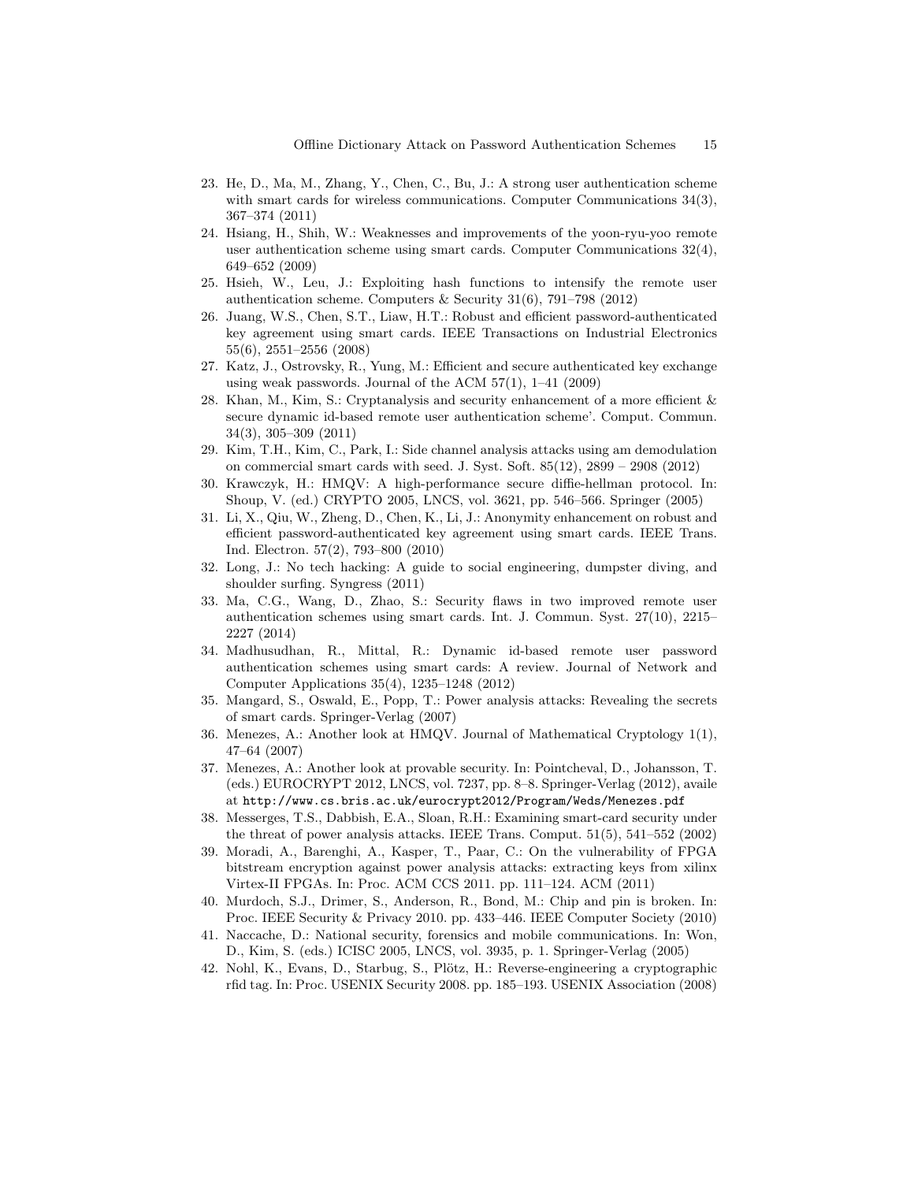23. He, D., Ma, M., Zhang, Y., Chen, C., Bu, J.: A strong user authentication scheme with smart cards for wireless communications. Computer Communications 34(3), 367–374 (2011)
24. Hsiang, H., Shih, W.: Weaknesses and improvements of the yoon-ryu-yoo remote user authentication scheme using smart cards. Computer Communications 32(4), 649–652 (2009)
25. Hsieh, W., Leu, J.: Exploiting hash functions to intensify the remote user authentication scheme. Computers & Security 31(6), 791–798 (2012)
26. Juang, W.S., Chen, S.T., Liaw, H.T.: Robust and efficient password-authenticated key agreement using smart cards. IEEE Transactions on Industrial Electronics 55(6), 2551–2556 (2008)
27. Katz, J., Ostrovsky, R., Yung, M.: Efficient and secure authenticated key exchange using weak passwords. Journal of the ACM 57(1), 1–41 (2009)
28. Khan, M., Kim, S.: Cryptanalysis and security enhancement of a more efficient & secure dynamic id-based remote user authentication scheme'. Comput. Commun. 34(3), 305–309 (2011)
29. Kim, T.H., Kim, C., Park, I.: Side channel analysis attacks using am demodulation on commercial smart cards with seed. J. Syst. Soft. 85(12), 2899 – 2908 (2012)
30. Krawczyk, H.: HMQV: A high-performance secure diffie-hellman protocol. In: Shoup, V. (ed.) CRYPTO 2005, LNCS, vol. 3621, pp. 546–566. Springer (2005)
31. Li, X., Qiu, W., Zheng, D., Chen, K., Li, J.: Anonymity enhancement on robust and efficient password-authenticated key agreement using smart cards. IEEE Trans. Ind. Electron. 57(2), 793–800 (2010)
32. Long, J.: No tech hacking: A guide to social engineering, dumpster diving, and shoulder surfing. Syngress (2011)
33. Ma, C.G., Wang, D., Zhao, S.: Security flaws in two improved remote user authentication schemes using smart cards. Int. J. Commun. Syst. 27(10), 2215–2227 (2014)
34. Madhusudhan, R., Mittal, R.: Dynamic id-based remote user password authentication schemes using smart cards: A review. Journal of Network and Computer Applications 35(4), 1235–1248 (2012)
35. Mangard, S., Oswald, E., Popp, T.: Power analysis attacks: Revealing the secrets of smart cards. Springer-Verlag (2007)
36. Menezes, A.: Another look at HMQV. Journal of Mathematical Cryptology 1(1), 47–64 (2007)
37. Menezes, A.: Another look at provable security. In: Pointcheval, D., Johansson, T. (eds.) EUROCRYPT 2012, LNCS, vol. 7237, pp. 8–8. Springer-Verlag (2012), availe at `http://www.cs.bris.ac.uk/eurocrypt2012/Program/Weds/Menezes.pdf`
38. Messerges, T.S., Dabbish, E.A., Sloan, R.H.: Examining smart-card security under the threat of power analysis attacks. IEEE Trans. Comput. 51(5), 541–552 (2002)
39. Moradi, A., Barenghi, A., Kasper, T., Paar, C.: On the vulnerability of FPGA bitstream encryption against power analysis attacks: extracting keys from xilinx Virtex-II FPGAs. In: Proc. ACM CCS 2011. pp. 111–124. ACM (2011)
40. Murdoch, S.J., Drimer, S., Anderson, R., Bond, M.: Chip and pin is broken. In: Proc. IEEE Security & Privacy 2010. pp. 433–446. IEEE Computer Society (2010)
41. Naccache, D.: National security, forensics and mobile communications. In: Won, D., Kim, S. (eds.) ICISC 2005, LNCS, vol. 3935, p. 1. Springer-Verlag (2005)
42. Nohl, K., Evans, D., Starbug, S., Plötz, H.: Reverse-engineering a cryptographic rfid tag. In: Proc. USENIX Security 2008. pp. 185–193. USENIX Association (2008)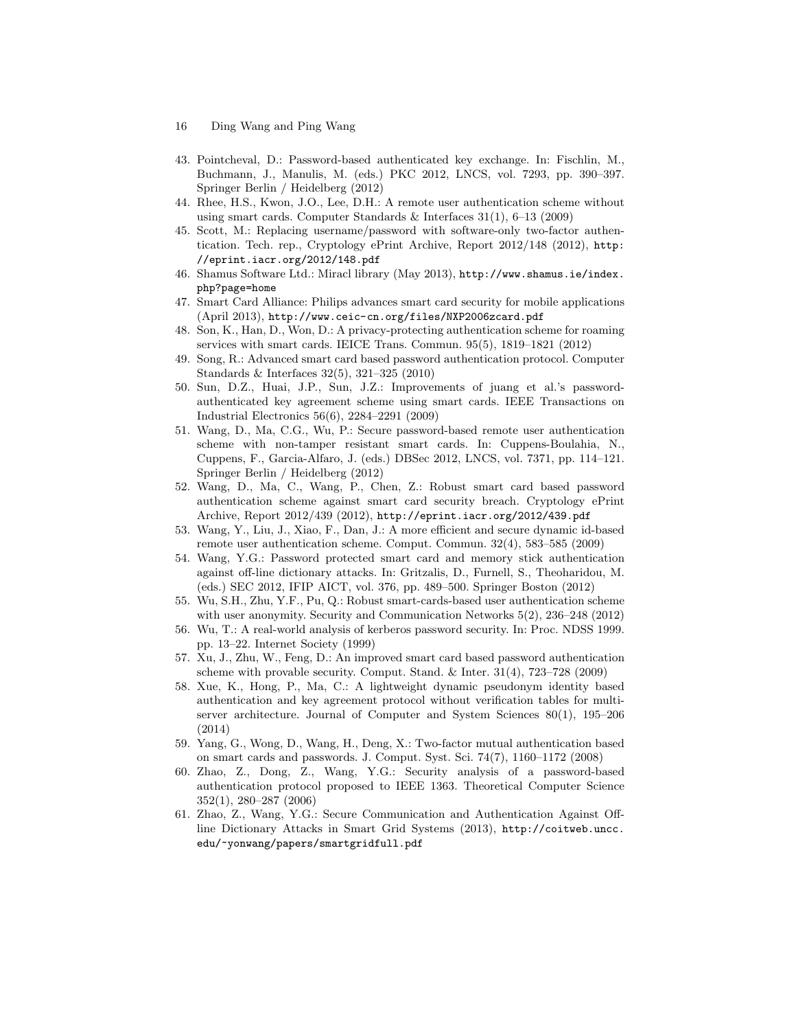43. Pointcheval, D.: Password-based authenticated key exchange. In: Fischlin, M., Buchmann, J., Manulis, M. (eds.) PKC 2012, LNCS, vol. 7293, pp. 390–397. Springer Berlin / Heidelberg (2012)
44. Rhee, H.S., Kwon, J.O., Lee, D.H.: A remote user authentication scheme without using smart cards. Computer Standards & Interfaces 31(1), 6–13 (2009)
45. Scott, M.: Replacing username/password with software-only two-factor authentication. Tech. rep., Cryptology ePrint Archive, Report 2012/148 (2012), http://eprint.iacr.org/2012/148.pdf
46. Shamus Software Ltd.: Miracl library (May 2013), http://www.shamus.ie/index.php?page=home
47. Smart Card Alliance: Philips advances smart card security for mobile applications (April 2013), http://www.ceic-cn.org/files/NXP2006zcard.pdf
48. Son, K., Han, D., Won, D.: A privacy-protecting authentication scheme for roaming services with smart cards. IEICE Trans. Commun. 95(5), 1819–1821 (2012)
49. Song, R.: Advanced smart card based password authentication protocol. Computer Standards & Interfaces 32(5), 321–325 (2010)
50. Sun, D.Z., Huai, J.P., Sun, J.Z.: Improvements of juang et al.'s password-authenticated key agreement scheme using smart cards. IEEE Transactions on Industrial Electronics 56(6), 2284–2291 (2009)
51. Wang, D., Ma, C.G., Wu, P.: Secure password-based remote user authentication scheme with non-tamper resistant smart cards. In: Cuppens-Boulahia, N., Cuppens, F., Garcia-Alfaro, J. (eds.) DBSec 2012, LNCS, vol. 7371, pp. 114–121. Springer Berlin / Heidelberg (2012)
52. Wang, D., Ma, C., Wang, P., Chen, Z.: Robust smart card based password authentication scheme against smart card security breach. Cryptology ePrint Archive, Report 2012/439 (2012), http://eprint.iacr.org/2012/439.pdf
53. Wang, Y., Liu, J., Xiao, F., Dan, J.: A more efficient and secure dynamic id-based remote user authentication scheme. Comput. Commun. 32(4), 583–585 (2009)
54. Wang, Y.G.: Password protected smart card and memory stick authentication against off-line dictionary attacks. In: Gritzalis, D., Furnell, S., Theoharidou, M. (eds.) SEC 2012, IFIP AICT, vol. 376, pp. 489–500. Springer Boston (2012)
55. Wu, S.H., Zhu, Y.F., Pu, Q.: Robust smart-cards-based user authentication scheme with user anonymity. Security and Communication Networks 5(2), 236–248 (2012)
56. Wu, T.: A real-world analysis of kerberos password security. In: Proc. NDSS 1999. pp. 13–22. Internet Society (1999)
57. Xu, J., Zhu, W., Feng, D.: An improved smart card based password authentication scheme with provable security. Comput. Stand. & Inter. 31(4), 723–728 (2009)
58. Xue, K., Hong, P., Ma, C.: A lightweight dynamic pseudonym identity based authentication and key agreement protocol without verification tables for multi-server architecture. Journal of Computer and System Sciences 80(1), 195–206 (2014)
59. Yang, G., Wong, D., Wang, H., Deng, X.: Two-factor mutual authentication based on smart cards and passwords. J. Comput. Syst. Sci. 74(7), 1160–1172 (2008)
60. Zhao, Z., Dong, Z., Wang, Y.G.: Security analysis of a password-based authentication protocol proposed to IEEE 1363. Theoretical Computer Science 352(1), 280–287 (2006)
61. Zhao, Z., Wang, Y.G.: Secure Communication and Authentication Against Off-line Dictionary Attacks in Smart Grid Systems (2013), http://coitweb.uncc.edu/~yonwang/papers/smartgridfull.pdf